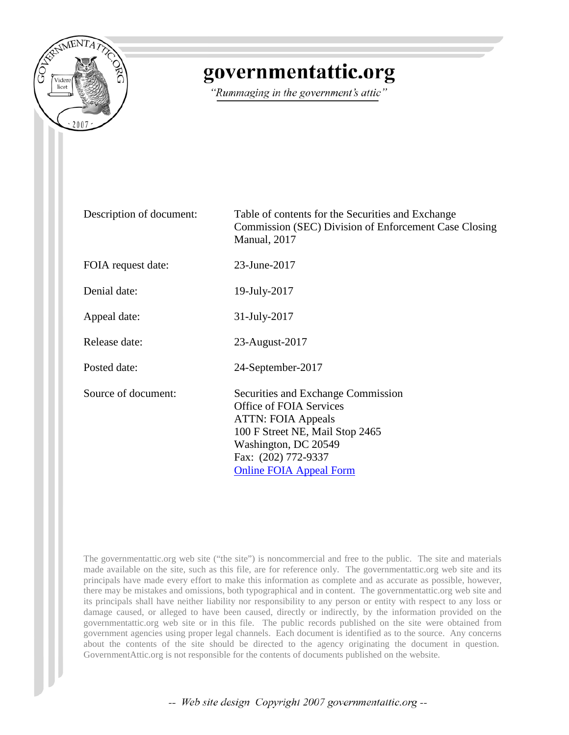# governmentattic.org

*"Rummaging in the government's attic"*

| | |
|---|---|
| Description of document: | Table of contents for the Securities and Exchange Commission (SEC) Division of Enforcement Case Closing Manual, 2017 |
| FOIA request date: | 23-June-2017 |
| Denial date: | 19-July-2017 |
| Appeal date: | 31-July-2017 |
| Release date: | 23-August-2017 |
| Posted date: | 24-September-2017 |
| Source of document: | Securities and Exchange Commission<br>Office of FOIA Services<br>ATTN: FOIA Appeals<br>100 F Street NE, Mail Stop 2465<br>Washington, DC 20549<br>Fax: (202) 772-9337<br>Online FOIA Appeal Form |

The governmentattic.org web site ("the site") is noncommercial and free to the public. The site and materials made available on the site, such as this file, are for reference only. The governmentattic.org web site and its principals have made every effort to make this information as complete and as accurate as possible, however, there may be mistakes and omissions, both typographical and in content. The governmentattic.org web site and its principals shall have neither liability nor responsibility to any person or entity with respect to any loss or damage caused, or alleged to have been caused, directly or indirectly, by the information provided on the governmentattic.org web site or in this file. The public records published on the site were obtained from government agencies using proper legal channels. Each document is identified as to the source. Any concerns about the contents of the site should be directed to the agency originating the document in question. GovernmentAttic.org is not responsible for the contents of documents published on the website.

-- Web site design Copyright 2007 governmentattic.org --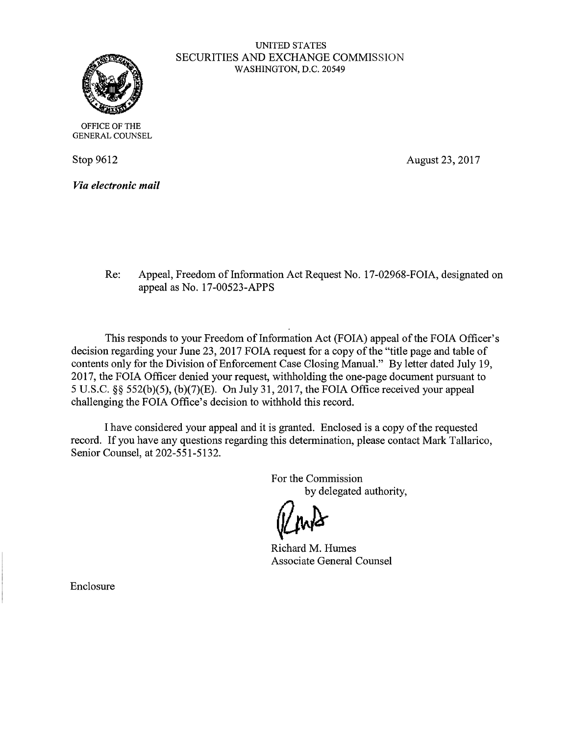UNITED STATES
SECURITIES AND EXCHANGE COMMISSION
WASHINGTON, D.C. 20549

OFFICE OF THE
GENERAL COUNSEL

Stop 9612

August 23, 2017

***Via electronic mail***

Re: Appeal, Freedom of Information Act Request No. 17-02968-FOIA, designated on appeal as No. 17-00523-APPS

This responds to your Freedom of Information Act (FOIA) appeal of the FOIA Officer's decision regarding your June 23, 2017 FOIA request for a copy of the "title page and table of contents only for the Division of Enforcement Case Closing Manual." By letter dated July 19, 2017, the FOIA Officer denied your request, withholding the one-page document pursuant to 5 U.S.C. §§ 552(b)(5), (b)(7)(E). On July 31, 2017, the FOIA Office received your appeal challenging the FOIA Office's decision to withhold this record.

I have considered your appeal and it is granted. Enclosed is a copy of the requested record. If you have any questions regarding this determination, please contact Mark Tallarico, Senior Counsel, at 202-551-5132.

For the Commission
by delegated authority,

Richard M. Humes
Associate General Counsel

Enclosure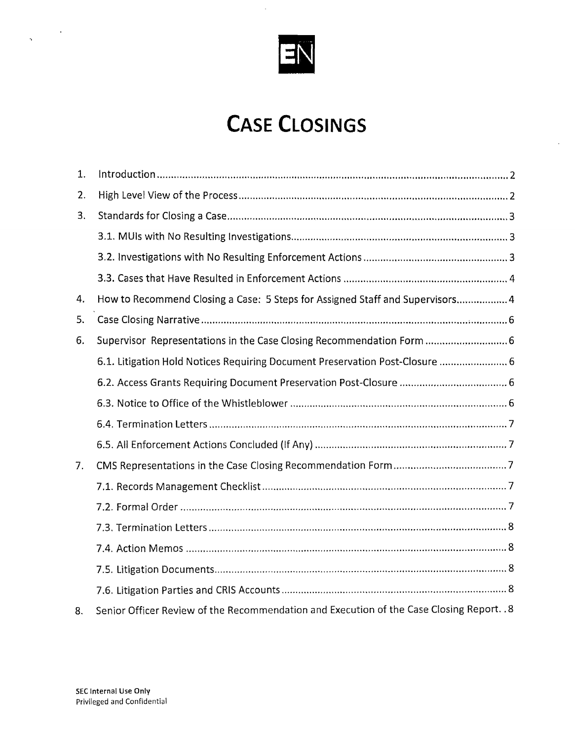EN

# CASE CLOSINGS

1. Introduction ........................................................................................................................ 2
2. High Level View of the Process ............................................................................................ 2
3. Standards for Closing a Case ................................................................................................ 3
   - 3.1. MUIs with No Resulting Investigations ........................................................................ 3
   - 3.2. Investigations with No Resulting Enforcement Actions ................................................ 3
   - 3.3. Cases that Have Resulted in Enforcement Actions ....................................................... 4
4. How to Recommend Closing a Case: 5 Steps for Assigned Staff and Supervisors .................. 4
5. Case Closing Narrative ......................................................................................................... 6
6. Supervisor Representations in the Case Closing Recommendation Form ............................. 6
   - 6.1. Litigation Hold Notices Requiring Document Preservation Post-Closure ........................ 6
   - 6.2. Access Grants Requiring Document Preservation Post-Closure ..................................... 6
   - 6.3. Notice to Office of the Whistleblower .......................................................................... 6
   - 6.4. Termination Letters ..................................................................................................... 7
   - 6.5. All Enforcement Actions Concluded (If Any) ................................................................. 7
7. CMS Representations in the Case Closing Recommendation Form ....................................... 7
   - 7.1. Records Management Checklist .................................................................................... 7
   - 7.2. Formal Order ............................................................................................................... 7
   - 7.3. Termination Letters ..................................................................................................... 8
   - 7.4. Action Memos .............................................................................................................. 8
   - 7.5. Litigation Documents ................................................................................................... 8
   - 7.6. Litigation Parties and CRIS Accounts ............................................................................ 8
8. Senior Officer Review of the Recommendation and Execution of the Case Closing Report. . 8

SEC Internal Use Only
Privileged and Confidential